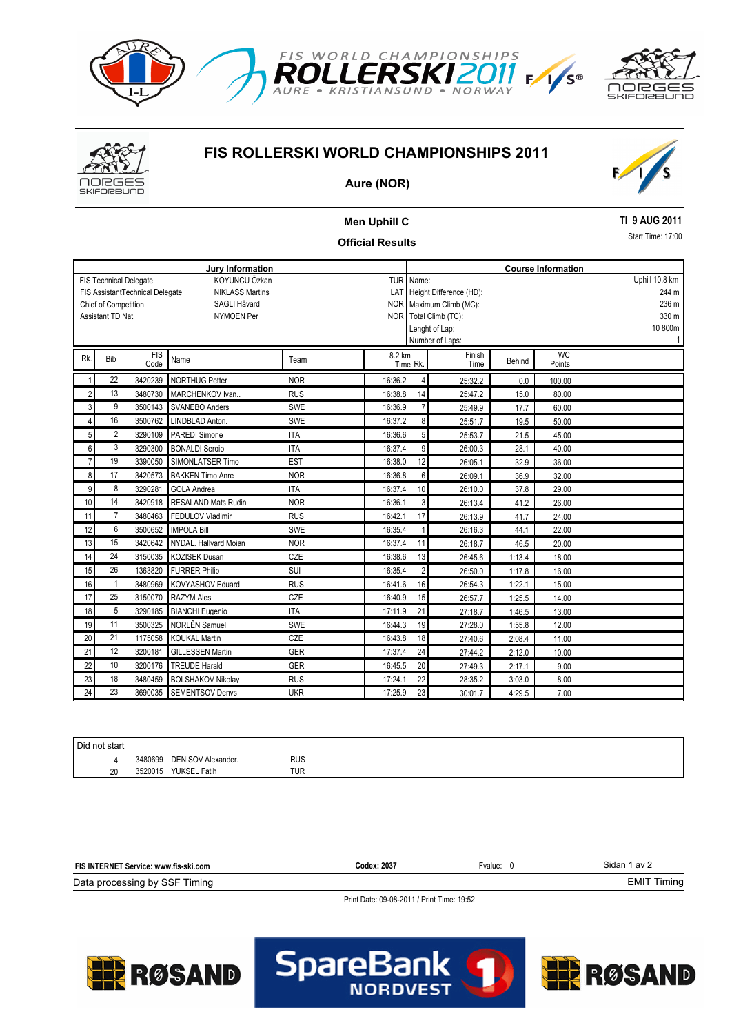# FIS ROLLERSKI WORLD CHAMPIONSHIPS 2011

## Aure (NOR)

### Men Uphill C

### Official Results

TI 9 AUG 2011

Start Time: 17:00

| Jury Information | | |
|---|---|---|
| FIS Technical Delegate | KOYUNCU Özkan | TUR |
| FIS AssistantTechnical Delegate | NIKLASS Martins | LAT |
| Chief of Competition | SAGLI Håvard | NOR |
| Assistant TD Nat. | NYMOEN Per | NOR |

| Course Information | |
|---|---|
| Name: | Uphill 10,8 km |
| Height Difference (HD): | 244 m |
| Maximum Climb (MC): | 236 m |
| Total Climb (TC): | 330 m |
| Lenght of Lap: | 10 800m |
| Number of Laps: | 1 |

| Rk. | Bib | FIS Code | Name | Team | 8.2 km Time | Rk. | Finish Time | Behind | WC Points |
|---|---|---|---|---|---|---|---|---|---|
| 1 | 22 | 3420239 | NORTHUG Petter | NOR | 16:36.2 | 4 | 25:32.2 | 0.0 | 100.00 |
| 2 | 13 | 3480730 | MARCHENKOV Ivan.. | RUS | 16:38.8 | 14 | 25:47.2 | 15.0 | 80.00 |
| 3 | 9 | 3500143 | SVANEBO Anders | SWE | 16:36.9 | 7 | 25:49.9 | 17.7 | 60.00 |
| 4 | 16 | 3500762 | LINDBLAD Anton. | SWE | 16:37.2 | 8 | 25:51.7 | 19.5 | 50.00 |
| 5 | 2 | 3290109 | PAREDI Simone | ITA | 16:36.6 | 5 | 25:53.7 | 21.5 | 45.00 |
| 6 | 3 | 3290300 | BONALDI Sergio | ITA | 16:37.4 | 9 | 26:00.3 | 28.1 | 40.00 |
| 7 | 19 | 3390050 | SIMONLATSER Timo | EST | 16:38.0 | 12 | 26:05.1 | 32.9 | 36.00 |
| 8 | 17 | 3420573 | BAKKEN Timo Anre | NOR | 16:36.8 | 6 | 26:09.1 | 36.9 | 32.00 |
| 9 | 8 | 3290281 | GOLA Andrea | ITA | 16:37.4 | 10 | 26:10.0 | 37.8 | 29.00 |
| 10 | 14 | 3420918 | RESALAND Mats Rudin | NOR | 16:36.1 | 3 | 26:13.4 | 41.2 | 26.00 |
| 11 | 7 | 3480463 | FEDULOV Vladimir | RUS | 16:42.1 | 17 | 26:13.9 | 41.7 | 24.00 |
| 12 | 6 | 3500652 | IMPOLA Bill | SWE | 16:35.4 | 1 | 26:16.3 | 44.1 | 22.00 |
| 13 | 15 | 3420642 | NYDAL. Hallvard Moian | NOR | 16:37.4 | 11 | 26:18.7 | 46.5 | 20.00 |
| 14 | 24 | 3150035 | KOZISEK Dusan | CZE | 16:38.6 | 13 | 26:45.6 | 1:13.4 | 18.00 |
| 15 | 26 | 1363820 | FURRER Philip | SUI | 16:35.4 | 2 | 26:50.0 | 1:17.8 | 16.00 |
| 16 | 1 | 3480969 | KOVYASHOV Eduard | RUS | 16:41.6 | 16 | 26:54.3 | 1:22.1 | 15.00 |
| 17 | 25 | 3150070 | RAZYM Ales | CZE | 16:40.9 | 15 | 26:57.7 | 1:25.5 | 14.00 |
| 18 | 5 | 3290185 | BIANCHI Eugenio | ITA | 17:11.9 | 21 | 27:18.7 | 1:46.5 | 13.00 |
| 19 | 11 | 3500325 | NORLÉN Samuel | SWE | 16:44.3 | 19 | 27:28.0 | 1:55.8 | 12.00 |
| 20 | 21 | 1175058 | KOUKAL Martin | CZE | 16:43.8 | 18 | 27:40.6 | 2:08.4 | 11.00 |
| 21 | 12 | 3200181 | GILLESSEN Martin | GER | 17:37.4 | 24 | 27:44.2 | 2:12.0 | 10.00 |
| 22 | 10 | 3200176 | TREUDE Harald | GER | 16:45.5 | 20 | 27:49.3 | 2:17.1 | 9.00 |
| 23 | 18 | 3480459 | BOLSHAKOV Nikolay | RUS | 17:24.1 | 22 | 28:35.2 | 3:03.0 | 8.00 |
| 24 | 23 | 3690035 | SEMENTSOV Denys | UKR | 17:25.9 | 23 | 30:01.7 | 4:29.5 | 7.00 |

**Did not start**

| Bib | FIS Code | Name | Team |
|---|---|---|---|
| 4 | 3480699 | DENISOV Alexander. | RUS |
| 20 | 3520015 | YUKSEL Fatih | TUR |

FIS INTERNET Service: www.fis-ski.com | Codex: 2037 | Fvalue: 0

Data processing by SSF Timing | EMIT Timing

Print Date: 09-08-2011 / Print Time: 19:52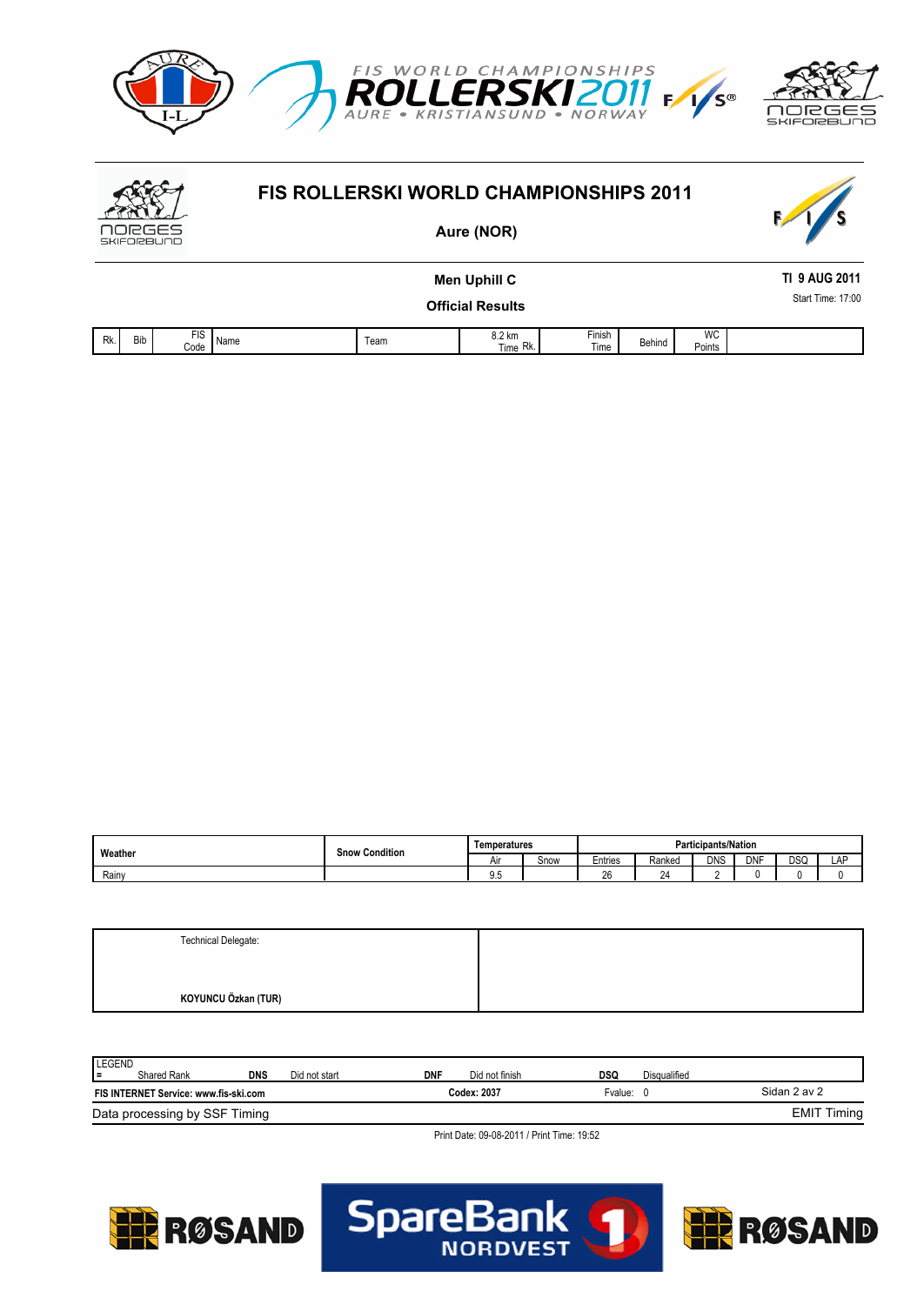# FIS ROLLERSKI WORLD CHAMPIONSHIPS 2011

**Aure (NOR)**

**Men Uphill C**

**Official Results**

**TI 9 AUG 2011**

Start Time: 17:00

| Rk. | Bib | FIS Code | Name | Team | 8.2 km Time Rk. | Finish Time | Behind | WC Points |
|---|---|---|---|---|---|---|---|---|

| Weather | Snow Condition | Temperatures | | Participants/Nation | | | | | |
|---|---|---|---|---|---|---|---|---|---|
| | | Air | Snow | Entries | Ranked | DNS | DNF | DSQ | LAP |
| Rainy | | 9.5 | | 26 | 24 | 2 | 0 | 0 | 0 |

| Technical Delegate: | |
|---|---|
| **KOYUNCU Özkan (TUR)** | |

LEGEND

| = | Shared Rank | DNS | Did not start | DNF | Did not finish | DSQ | Disqualified |
|---|---|---|---|---|---|---|---|

**FIS INTERNET Service: www.fis-ski.com** **Codex: 2037** Fvalue: 0

Data processing by SSF Timing EMIT Timing

Print Date: 09-08-2011 / Print Time: 19:52